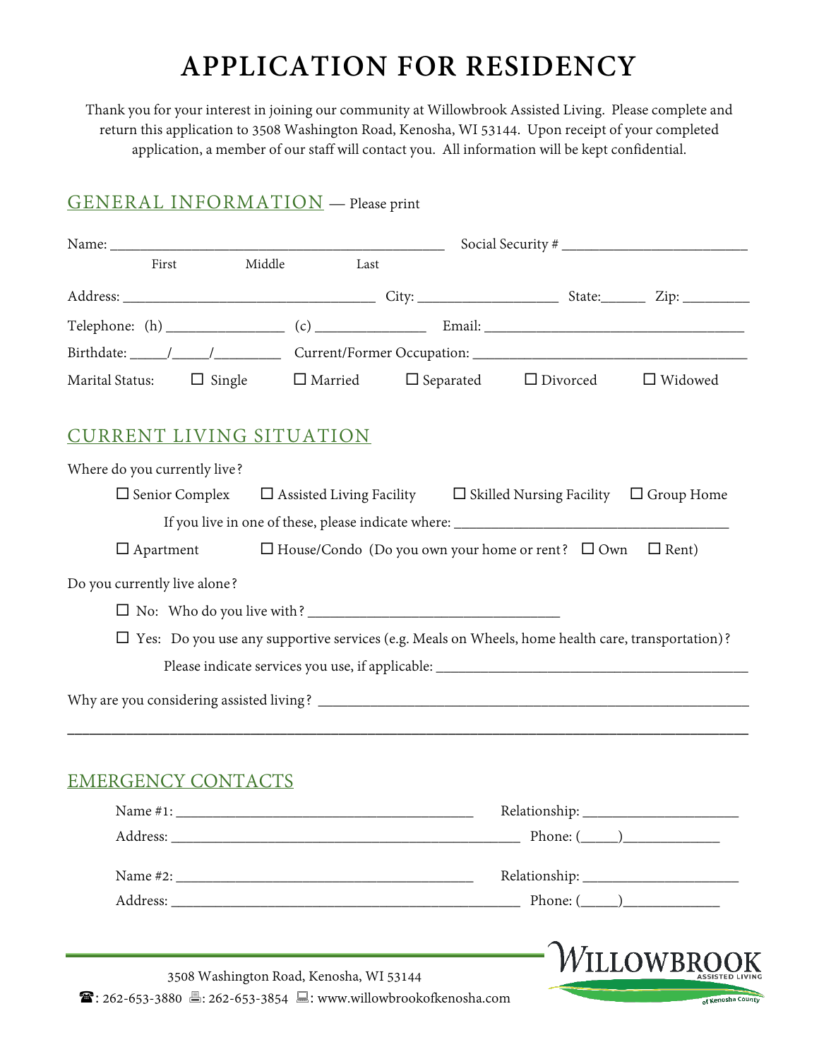# APPLICATION FOR RESIDENCY

Thank you for your interest in joining our community at Willowbrook Assisted Living. Please complete and return this application to 3508 Washington Road, Kenosha, WI 53144. Upon receipt of your completed application, a member of our staff will contact you. All information will be kept confidential.

## GENERAL INFORMATION — Please print

Name: ______________________________________________ Social Security # _________________________

First Middle Last

Address: __________________________________ City: ___________________ State:______ Zip: _________

Telephone: (h) ________________ (c) _______________ Email: ___________________________________

Birthdate: _____/_____/_________ Current/Former Occupation: ___________________________________

Marital Status: ☐ Single ☐ Married ☐ Separated ☐ Divorced ☐ Widowed

## CURRENT LIVING SITUATION

Where do you currently live?

☐ Senior Complex ☐ Assisted Living Facility ☐ Skilled Nursing Facility ☐ Group Home

If you live in one of these, please indicate where: _____________________________________

☐ Apartment ☐ House/Condo (Do you own your home or rent? ☐ Own ☐ Rent)

Do you currently live alone?

☐ No: Who do you live with? __________________________________

☐ Yes: Do you use any supportive services (e.g. Meals on Wheels, home health care, transportation)?

Please indicate services you use, if applicable: __________________________________________

Why are you considering assisted living? ___________________________________________________________

_________________________________________________________________________________________

## EMERGENCY CONTACTS

Name #1: ________________________________________ Relationship: _____________________

Address: _______________________________________________ Phone: (_____)_____________

Name #2: ________________________________________ Relationship: _____________________

Address: _______________________________________________ Phone: (_____)_____________

3508 Washington Road, Kenosha, WI 53144

☎: 262-653-3880 🖷: 262-653-3854 💻: www.willowbrookofkenosha.com

WILLOWBROOK ASSISTED LIVING of Kenosha County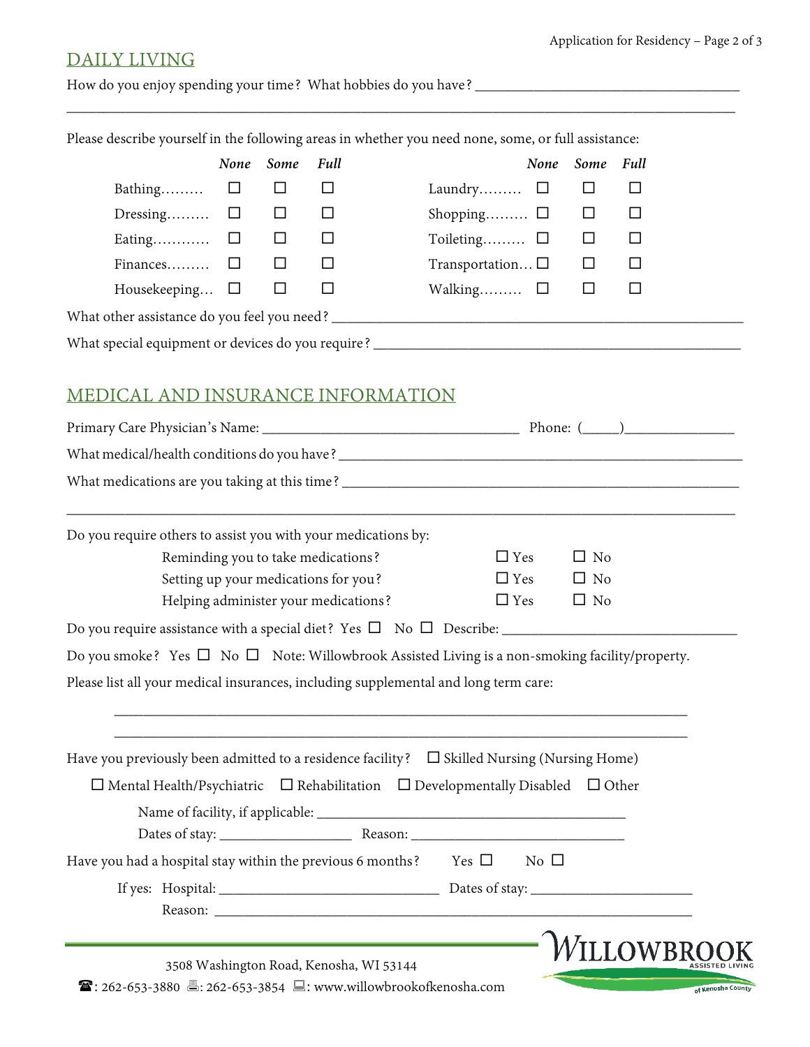## DAILY LIVING

How do you enjoy spending your time? What hobbies do you have? ____________________________________

______________________________________________________________________________________

Please describe yourself in the following areas in whether you need none, some, or full assistance:

| | *None* | *Some* | *Full* | | *None* | *Some* | *Full* |
|---|---|---|---|---|---|---|---|
| Bathing……… | ☐ | ☐ | ☐ | Laundry……… | ☐ | ☐ | ☐ |
| Dressing……… | ☐ | ☐ | ☐ | Shopping……… | ☐ | ☐ | ☐ |
| Eating………… | ☐ | ☐ | ☐ | Toileting……… | ☐ | ☐ | ☐ |
| Finances……… | ☐ | ☐ | ☐ | Transportation… | ☐ | ☐ | ☐ |
| Housekeeping… | ☐ | ☐ | ☐ | Walking……… | ☐ | ☐ | ☐ |

What other assistance do you feel you need? ________________________________________________________

What special equipment or devices do you require? ___________________________________________________

## MEDICAL AND INSURANCE INFORMATION

Primary Care Physician's Name: ____________________________________ Phone: (_____)_______________

What medical/health conditions do you have? ________________________________________________________

What medications are you taking at this time? _______________________________________________________

______________________________________________________________________________________

Do you require others to assist you with your medications by:

| | | |
|---|---|---|
| Reminding you to take medications? | ☐ Yes | ☐ No |
| Setting up your medications for you? | ☐ Yes | ☐ No |
| Helping administer your medications? | ☐ Yes | ☐ No |

Do you require assistance with a special diet? Yes ☐ No ☐ Describe: _________________________________

Do you smoke? Yes ☐ No ☐ Note: Willowbrook Assisted Living is a non-smoking facility/property.

Please list all your medical insurances, including supplemental and long term care:

______________________________________________________________________________

______________________________________________________________________________

Have you previously been admitted to a residence facility? ☐ Skilled Nursing (Nursing Home)

☐ Mental Health/Psychiatric ☐ Rehabilitation ☐ Developmentally Disabled ☐ Other

Name of facility, if applicable: ___________________________________________

Dates of stay: __________________ Reason: _____________________________

Have you had a hospital stay within the previous 6 months? Yes ☐ No ☐

If yes: Hospital: _____________________________ Dates of stay: ______________________

Reason: _____________________________________________________________________

3508 Washington Road, Kenosha, WI 53144

☎: 262-653-3880 🖷: 262-653-3854 💻: www.willowbrookofkenosha.com

WILLOWBROOK ASSISTED LIVING of Kenosha County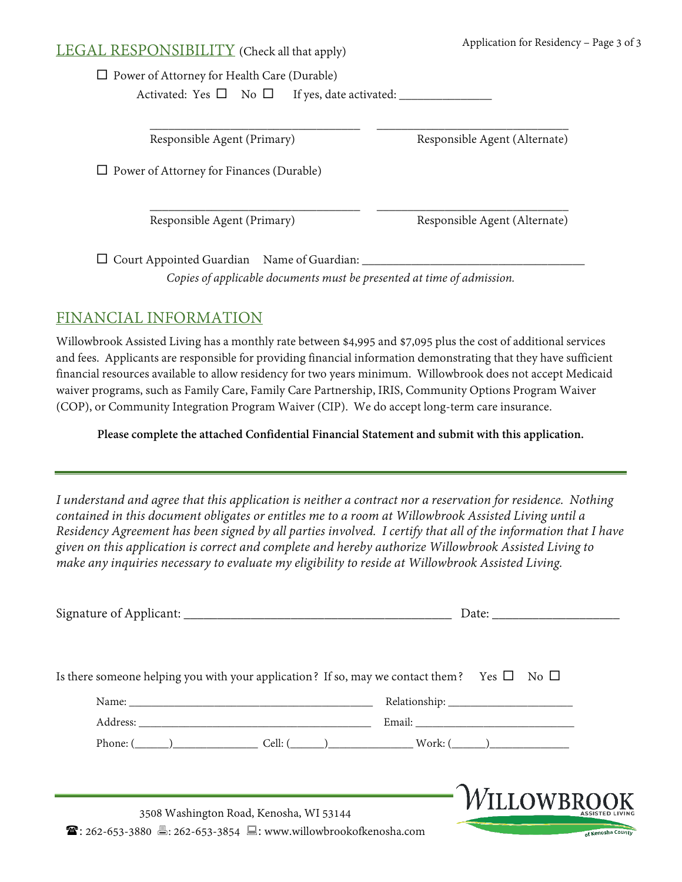## LEGAL RESPONSIBILITY (Check all that apply)

☐ Power of Attorney for Health Care (Durable)

Activated: Yes ☐ No ☐ If yes, date activated: _______________

___________________________________ ________________________________

Responsible Agent (Primary) Responsible Agent (Alternate)

☐ Power of Attorney for Finances (Durable)

___________________________________ ________________________________

Responsible Agent (Primary) Responsible Agent (Alternate)

☐ Court Appointed Guardian Name of Guardian: _____________________________________

*Copies of applicable documents must be presented at time of admission.*

## FINANCIAL INFORMATION

Willowbrook Assisted Living has a monthly rate between $4,995 and $7,095 plus the cost of additional services and fees. Applicants are responsible for providing financial information demonstrating that they have sufficient financial resources available to allow residency for two years minimum. Willowbrook does not accept Medicaid waiver programs, such as Family Care, Family Care Partnership, IRIS, Community Options Program Waiver (COP), or Community Integration Program Waiver (CIP). We do accept long-term care insurance.

**Please complete the attached Confidential Financial Statement and submit with this application.**

---

*I understand and agree that this application is neither a contract nor a reservation for residence. Nothing contained in this document obligates or entitles me to a room at Willowbrook Assisted Living until a Residency Agreement has been signed by all parties involved. I certify that all of the information that I have given on this application is correct and complete and hereby authorize Willowbrook Assisted Living to make any inquiries necessary to evaluate my eligibility to reside at Willowbrook Assisted Living.*

Signature of Applicant: ___________________________________________ Date: ____________________

Is there someone helping you with your application? If so, may we contact them? Yes ☐ No ☐

Name: ____________________________________________ Relationship: ______________________

Address: __________________________________________ Email: ____________________________

Phone: (______)_______________ Cell: (______)______________ Work: (______)______________

3508 Washington Road, Kenosha, WI 53144

☎: 262-653-3880 🖷: 262-653-3854 💻: www.willowbrookofkenosha.com

WILLOWBROOK ASSISTED LIVING of Kenosha County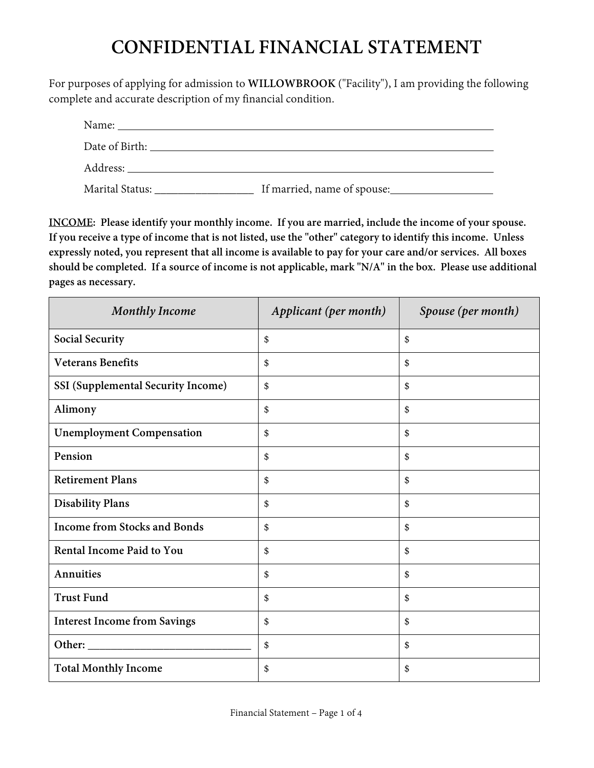# CONFIDENTIAL FINANCIAL STATEMENT

For purposes of applying for admission to **WILLOWBROOK** ("Facility"), I am providing the following complete and accurate description of my financial condition.

Name: ______________________________________________

Date of Birth: ______________________________________________

Address: ______________________________________________

Marital Status: _________________ If married, name of spouse: _________________

**<u>INCOME</u>: Please identify your monthly income. If you are married, include the income of your spouse. If you receive a type of income that is not listed, use the "other" category to identify this income. Unless expressly noted, you represent that all income is available to pay for your care and/or services. All boxes should be completed. If a source of income is not applicable, mark "N/A" in the box. Please use additional pages as necessary.**

| *Monthly Income* | *Applicant (per month)* | *Spouse (per month)* |
|---|---|---|
| **Social Security** | $ | $ |
| **Veterans Benefits** | $ | $ |
| **SSI (Supplemental Security Income)** | $ | $ |
| **Alimony** | $ | $ |
| **Unemployment Compensation** | $ | $ |
| **Pension** | $ | $ |
| **Retirement Plans** | $ | $ |
| **Disability Plans** | $ | $ |
| **Income from Stocks and Bonds** | $ | $ |
| **Rental Income Paid to You** | $ | $ |
| **Annuities** | $ | $ |
| **Trust Fund** | $ | $ |
| **Interest Income from Savings** | $ | $ |
| **Other:** ____________________________ | $ | $ |
| **Total Monthly Income** | $ | $ |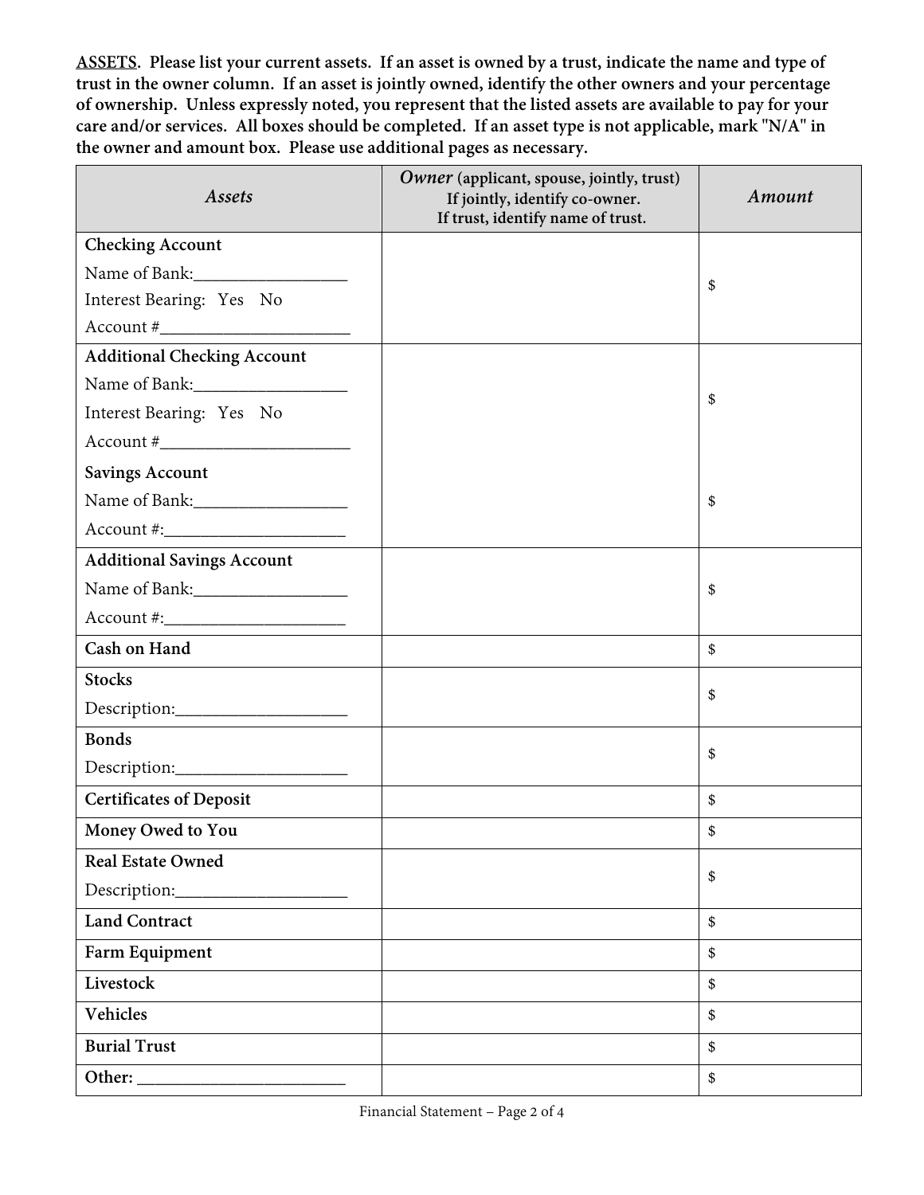**<u>ASSETS</u>. Please list your current assets. If an asset is owned by a trust, indicate the name and type of trust in the owner column. If an asset is jointly owned, identify the other owners and your percentage of ownership. Unless expressly noted, you represent that the listed assets are available to pay for your care and/or services. All boxes should be completed. If an asset type is not applicable, mark "N/A" in the owner and amount box. Please use additional pages as necessary.**

| *Assets* | ***Owner*** **(applicant, spouse, jointly, trust) If jointly, identify co-owner. If trust, identify name of trust.** | *Amount* |
|---|---|---|
| **Checking Account**<br>Name of Bank:_________________<br>Interest Bearing: Yes No<br>Account #_____________________ | | $ |
| **Additional Checking Account**<br>Name of Bank:_________________<br>Interest Bearing: Yes No<br>Account #_____________________ | | $ |
| **Savings Account**<br>Name of Bank:_________________<br>Account #:____________________ | | $ |
| **Additional Savings Account**<br>Name of Bank:_________________<br>Account #:____________________ | | $ |
| **Cash on Hand** | | $ |
| **Stocks**<br>Description:___________________ | | $ |
| **Bonds**<br>Description:___________________ | | $ |
| **Certificates of Deposit** | | $ |
| **Money Owed to You** | | $ |
| **Real Estate Owned**<br>Description:___________________ | | $ |
| **Land Contract** | | $ |
| **Farm Equipment** | | $ |
| **Livestock** | | $ |
| **Vehicles** | | $ |
| **Burial Trust** | | $ |
| **Other:** _______________________ | | $ |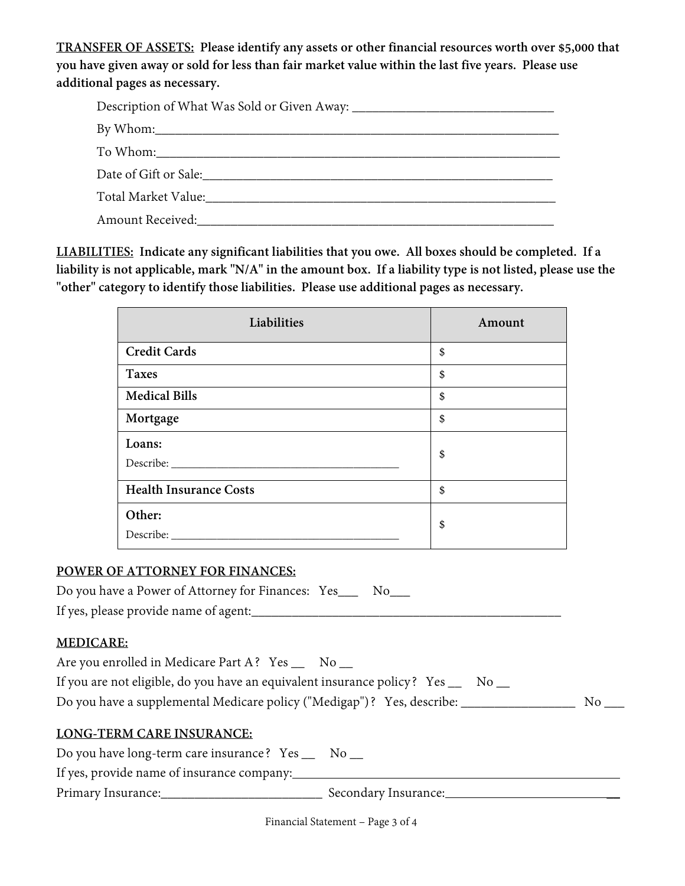**<u>TRANSFER OF ASSETS:</u> Please identify any assets or other financial resources worth over $5,000 that you have given away or sold for less than fair market value within the last five years. Please use additional pages as necessary.**

Description of What Was Sold or Given Away: ______________________________

By Whom:_________________________________________________________________

To Whom:_________________________________________________________________

Date of Gift or Sale:______________________________________________________

Total Market Value:_______________________________________________________

Amount Received:_________________________________________________________

**<u>LIABILITIES:</u> Indicate any significant liabilities that you owe. All boxes should be completed. If a liability is not applicable, mark "N/A" in the amount box. If a liability type is not listed, please use the "other" category to identify those liabilities. Please use additional pages as necessary.**

| Liabilities | Amount |
|---|---|
| **Credit Cards** | $ |
| **Taxes** | $ |
| **Medical Bills** | $ |
| **Mortgage** | $ |
| **Loans:** Describe: ______________________________ | $ |
| **Health Insurance Costs** | $ |
| **Other:** Describe: ______________________________ | $ |

## <u>POWER OF ATTORNEY FOR FINANCES:</u>

Do you have a Power of Attorney for Finances: Yes___ No___

If yes, please provide name of agent:______________________________________________

## <u>MEDICARE:</u>

Are you enrolled in Medicare Part A? Yes __ No __

If you are not eligible, do you have an equivalent insurance policy? Yes __ No __

Do you have a supplemental Medicare policy ("Medigap")? Yes, describe: _________________ No ___

## <u>LONG-TERM CARE INSURANCE:</u>

Do you have long-term care insurance? Yes __ No __

If yes, provide name of insurance company:___________________________________________

Primary Insurance:________________________ Secondary Insurance:__________________________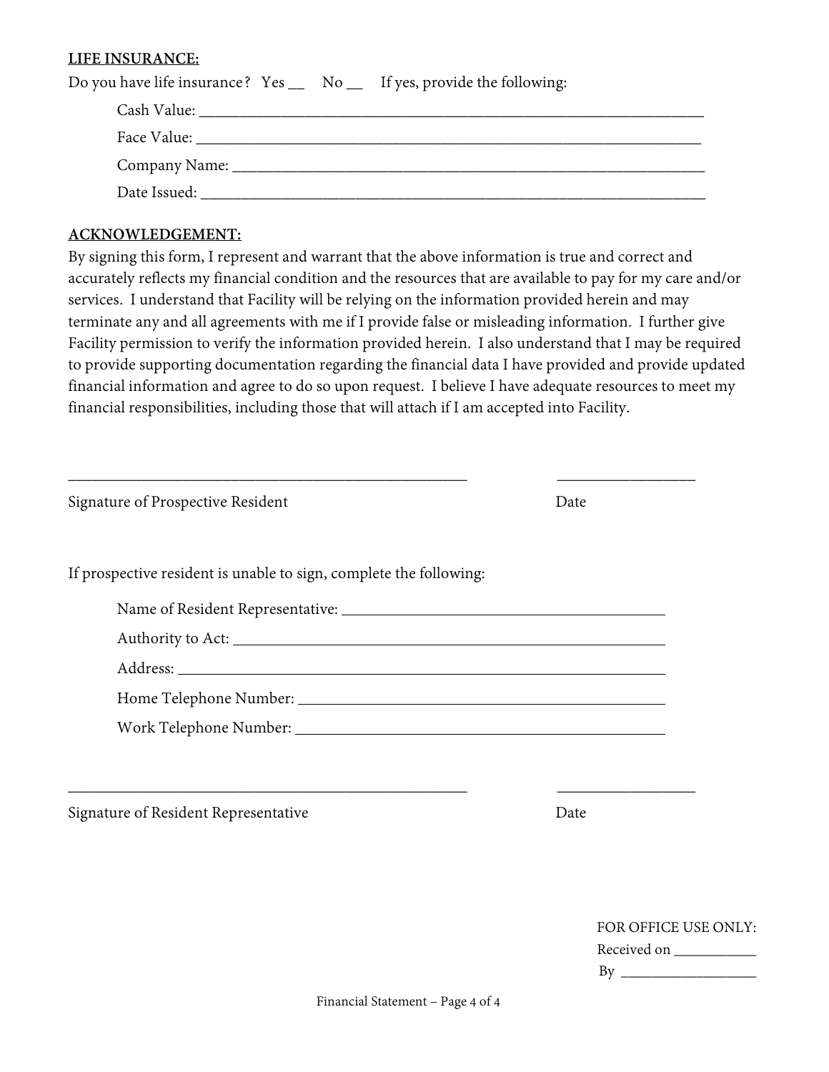**LIFE INSURANCE:**

Do you have life insurance? Yes __ No __ If yes, provide the following:

Cash Value: ____________________________________________

Face Value: ____________________________________________

Company Name: ____________________________________________

Date Issued: ____________________________________________

**ACKNOWLEDGEMENT:**

By signing this form, I represent and warrant that the above information is true and correct and accurately reflects my financial condition and the resources that are available to pay for my care and/or services. I understand that Facility will be relying on the information provided herein and may terminate any and all agreements with me if I provide false or misleading information. I further give Facility permission to verify the information provided herein. I also understand that I may be required to provide supporting documentation regarding the financial data I have provided and provide updated financial information and agree to do so upon request. I believe I have adequate resources to meet my financial responsibilities, including those that will attach if I am accepted into Facility.

____________________________________________ ____________________

Signature of Prospective Resident Date

If prospective resident is unable to sign, complete the following:

Name of Resident Representative: ____________________________________________

Authority to Act: ____________________________________________

Address: ____________________________________________

Home Telephone Number: ____________________________________________

Work Telephone Number: ____________________________________________

____________________________________________ ____________________

Signature of Resident Representative Date

FOR OFFICE USE ONLY:

Received on ____________

By ____________________